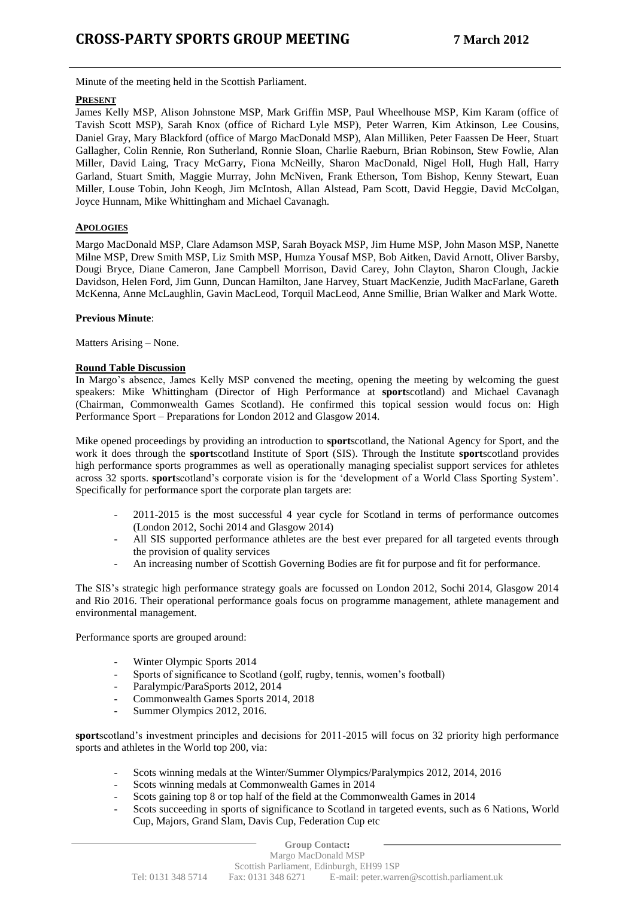# CROSS-PARTY SPORTS GROUP MEETING — 7 March 2012

Minute of the meeting held in the Scottish Parliament.

**PRESENT**

James Kelly MSP, Alison Johnstone MSP, Mark Griffin MSP, Paul Wheelhouse MSP, Kim Karam (office of Tavish Scott MSP), Sarah Knox (office of Richard Lyle MSP), Peter Warren, Kim Atkinson, Lee Cousins, Daniel Gray, Mary Blackford (office of Margo MacDonald MSP), Alan Milliken, Peter Faassen De Heer, Stuart Gallagher, Colin Rennie, Ron Sutherland, Ronnie Sloan, Charlie Raeburn, Brian Robinson, Stew Fowlie, Alan Miller, David Laing, Tracy McGarry, Fiona McNeilly, Sharon MacDonald, Nigel Holl, Hugh Hall, Harry Garland, Stuart Smith, Maggie Murray, John McNiven, Frank Etherson, Tom Bishop, Kenny Stewart, Euan Miller, Louse Tobin, John Keogh, Jim McIntosh, Allan Alstead, Pam Scott, David Heggie, David McColgan, Joyce Hunnam, Mike Whittingham and Michael Cavanagh.

**APOLOGIES**

Margo MacDonald MSP, Clare Adamson MSP, Sarah Boyack MSP, Jim Hume MSP, John Mason MSP, Nanette Milne MSP, Drew Smith MSP, Liz Smith MSP, Humza Yousaf MSP, Bob Aitken, David Arnott, Oliver Barsby, Dougi Bryce, Diane Cameron, Jane Campbell Morrison, David Carey, John Clayton, Sharon Clough, Jackie Davidson, Helen Ford, Jim Gunn, Duncan Hamilton, Jane Harvey, Stuart MacKenzie, Judith MacFarlane, Gareth McKenna, Anne McLaughlin, Gavin MacLeod, Torquil MacLeod, Anne Smillie, Brian Walker and Mark Wotte.

**Previous Minute**:

Matters Arising – None.

**Round Table Discussion**

In Margo's absence, James Kelly MSP convened the meeting, opening the meeting by welcoming the guest speakers: Mike Whittingham (Director of High Performance at **sport**scotland) and Michael Cavanagh (Chairman, Commonwealth Games Scotland). He confirmed this topical session would focus on: High Performance Sport – Preparations for London 2012 and Glasgow 2014.

Mike opened proceedings by providing an introduction to **sport**scotland, the National Agency for Sport, and the work it does through the **sport**scotland Institute of Sport (SIS). Through the Institute **sport**scotland provides high performance sports programmes as well as operationally managing specialist support services for athletes across 32 sports. **sport**scotland's corporate vision is for the 'development of a World Class Sporting System'. Specifically for performance sport the corporate plan targets are:

- 2011-2015 is the most successful 4 year cycle for Scotland in terms of performance outcomes (London 2012, Sochi 2014 and Glasgow 2014)
- All SIS supported performance athletes are the best ever prepared for all targeted events through the provision of quality services
- An increasing number of Scottish Governing Bodies are fit for purpose and fit for performance.

The SIS's strategic high performance strategy goals are focussed on London 2012, Sochi 2014, Glasgow 2014 and Rio 2016. Their operational performance goals focus on programme management, athlete management and environmental management.

Performance sports are grouped around:

- Winter Olympic Sports 2014
- Sports of significance to Scotland (golf, rugby, tennis, women's football)
- Paralympic/ParaSports 2012, 2014
- Commonwealth Games Sports 2014, 2018
- Summer Olympics 2012, 2016.

**sport**scotland's investment principles and decisions for 2011-2015 will focus on 32 priority high performance sports and athletes in the World top 200, via:

- Scots winning medals at the Winter/Summer Olympics/Paralympics 2012, 2014, 2016
- Scots winning medals at Commonwealth Games in 2014
- Scots gaining top 8 or top half of the field at the Commonwealth Games in 2014
- Scots succeeding in sports of significance to Scotland in targeted events, such as 6 Nations, World Cup, Majors, Grand Slam, Davis Cup, Federation Cup etc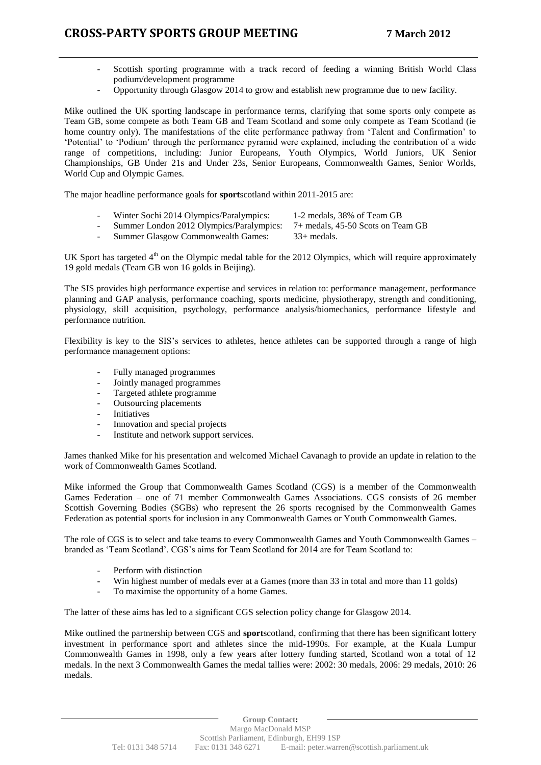- Scottish sporting programme with a track record of feeding a winning British World Class podium/development programme
- Opportunity through Glasgow 2014 to grow and establish new programme due to new facility.

Mike outlined the UK sporting landscape in performance terms, clarifying that some sports only compete as Team GB, some compete as both Team GB and Team Scotland and some only compete as Team Scotland (ie home country only). The manifestations of the elite performance pathway from 'Talent and Confirmation' to 'Potential' to 'Podium' through the performance pyramid were explained, including the contribution of a wide range of competitions, including: Junior Europeans, Youth Olympics, World Juniors, UK Senior Championships, GB Under 21s and Under 23s, Senior Europeans, Commonwealth Games, Senior Worlds, World Cup and Olympic Games.

The major headline performance goals for **sport**scotland within 2011-2015 are:

- Winter Sochi 2014 Olympics/Paralympics: 1-2 medals, 38% of Team GB
- Summer London 2012 Olympics/Paralympics: 7+ medals, 45-50 Scots on Team GB
- Summer Glasgow Commonwealth Games: 33+ medals.

UK Sport has targeted 4th on the Olympic medal table for the 2012 Olympics, which will require approximately 19 gold medals (Team GB won 16 golds in Beijing).

The SIS provides high performance expertise and services in relation to: performance management, performance planning and GAP analysis, performance coaching, sports medicine, physiotherapy, strength and conditioning, physiology, skill acquisition, psychology, performance analysis/biomechanics, performance lifestyle and performance nutrition.

Flexibility is key to the SIS's services to athletes, hence athletes can be supported through a range of high performance management options:

- Fully managed programmes
- Jointly managed programmes
- Targeted athlete programme
- Outsourcing placements
- Initiatives
- Innovation and special projects
- Institute and network support services.

James thanked Mike for his presentation and welcomed Michael Cavanagh to provide an update in relation to the work of Commonwealth Games Scotland.

Mike informed the Group that Commonwealth Games Scotland (CGS) is a member of the Commonwealth Games Federation – one of 71 member Commonwealth Games Associations. CGS consists of 26 member Scottish Governing Bodies (SGBs) who represent the 26 sports recognised by the Commonwealth Games Federation as potential sports for inclusion in any Commonwealth Games or Youth Commonwealth Games.

The role of CGS is to select and take teams to every Commonwealth Games and Youth Commonwealth Games – branded as 'Team Scotland'. CGS's aims for Team Scotland for 2014 are for Team Scotland to:

- Perform with distinction
- Win highest number of medals ever at a Games (more than 33 in total and more than 11 golds)
- To maximise the opportunity of a home Games.

The latter of these aims has led to a significant CGS selection policy change for Glasgow 2014.

Mike outlined the partnership between CGS and **sport**scotland, confirming that there has been significant lottery investment in performance sport and athletes since the mid-1990s. For example, at the Kuala Lumpur Commonwealth Games in 1998, only a few years after lottery funding started, Scotland won a total of 12 medals. In the next 3 Commonwealth Games the medal tallies were: 2002: 30 medals, 2006: 29 medals, 2010: 26 medals.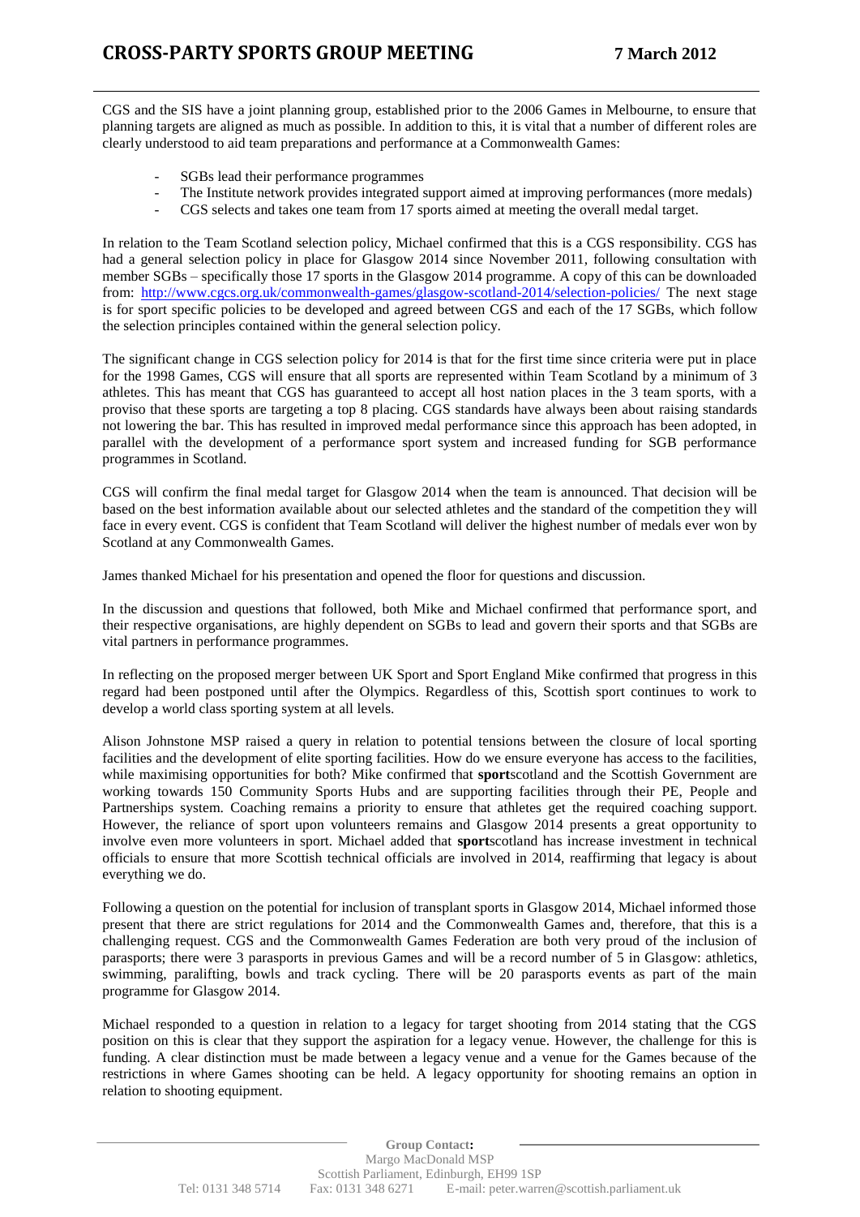CGS and the SIS have a joint planning group, established prior to the 2006 Games in Melbourne, to ensure that planning targets are aligned as much as possible. In addition to this, it is vital that a number of different roles are clearly understood to aid team preparations and performance at a Commonwealth Games:

- SGBs lead their performance programmes
- The Institute network provides integrated support aimed at improving performances (more medals)
- CGS selects and takes one team from 17 sports aimed at meeting the overall medal target.

In relation to the Team Scotland selection policy, Michael confirmed that this is a CGS responsibility. CGS has had a general selection policy in place for Glasgow 2014 since November 2011, following consultation with member SGBs – specifically those 17 sports in the Glasgow 2014 programme. A copy of this can be downloaded from: http://www.cgcs.org.uk/commonwealth-games/glasgow-scotland-2014/selection-policies/ The next stage is for sport specific policies to be developed and agreed between CGS and each of the 17 SGBs, which follow the selection principles contained within the general selection policy.

The significant change in CGS selection policy for 2014 is that for the first time since criteria were put in place for the 1998 Games, CGS will ensure that all sports are represented within Team Scotland by a minimum of 3 athletes. This has meant that CGS has guaranteed to accept all host nation places in the 3 team sports, with a proviso that these sports are targeting a top 8 placing. CGS standards have always been about raising standards not lowering the bar. This has resulted in improved medal performance since this approach has been adopted, in parallel with the development of a performance sport system and increased funding for SGB performance programmes in Scotland.

CGS will confirm the final medal target for Glasgow 2014 when the team is announced. That decision will be based on the best information available about our selected athletes and the standard of the competition they will face in every event. CGS is confident that Team Scotland will deliver the highest number of medals ever won by Scotland at any Commonwealth Games.

James thanked Michael for his presentation and opened the floor for questions and discussion.

In the discussion and questions that followed, both Mike and Michael confirmed that performance sport, and their respective organisations, are highly dependent on SGBs to lead and govern their sports and that SGBs are vital partners in performance programmes.

In reflecting on the proposed merger between UK Sport and Sport England Mike confirmed that progress in this regard had been postponed until after the Olympics. Regardless of this, Scottish sport continues to work to develop a world class sporting system at all levels.

Alison Johnstone MSP raised a query in relation to potential tensions between the closure of local sporting facilities and the development of elite sporting facilities. How do we ensure everyone has access to the facilities, while maximising opportunities for both? Mike confirmed that **sport**scotland and the Scottish Government are working towards 150 Community Sports Hubs and are supporting facilities through their PE, People and Partnerships system. Coaching remains a priority to ensure that athletes get the required coaching support. However, the reliance of sport upon volunteers remains and Glasgow 2014 presents a great opportunity to involve even more volunteers in sport. Michael added that **sport**scotland has increase investment in technical officials to ensure that more Scottish technical officials are involved in 2014, reaffirming that legacy is about everything we do.

Following a question on the potential for inclusion of transplant sports in Glasgow 2014, Michael informed those present that there are strict regulations for 2014 and the Commonwealth Games and, therefore, that this is a challenging request. CGS and the Commonwealth Games Federation are both very proud of the inclusion of parasports; there were 3 parasports in previous Games and will be a record number of 5 in Glasgow: athletics, swimming, paralifting, bowls and track cycling. There will be 20 parasports events as part of the main programme for Glasgow 2014.

Michael responded to a question in relation to a legacy for target shooting from 2014 stating that the CGS position on this is clear that they support the aspiration for a legacy venue. However, the challenge for this is funding. A clear distinction must be made between a legacy venue and a venue for the Games because of the restrictions in where Games shooting can be held. A legacy opportunity for shooting remains an option in relation to shooting equipment.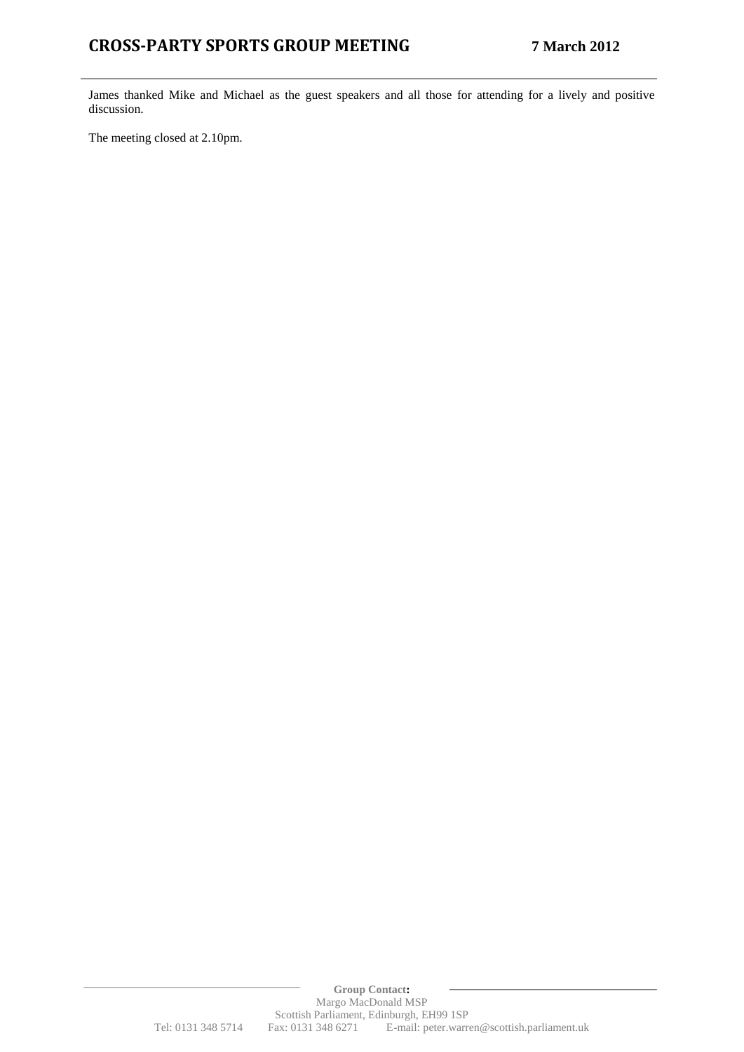James thanked Mike and Michael as the guest speakers and all those for attending for a lively and positive discussion.

The meeting closed at 2.10pm.